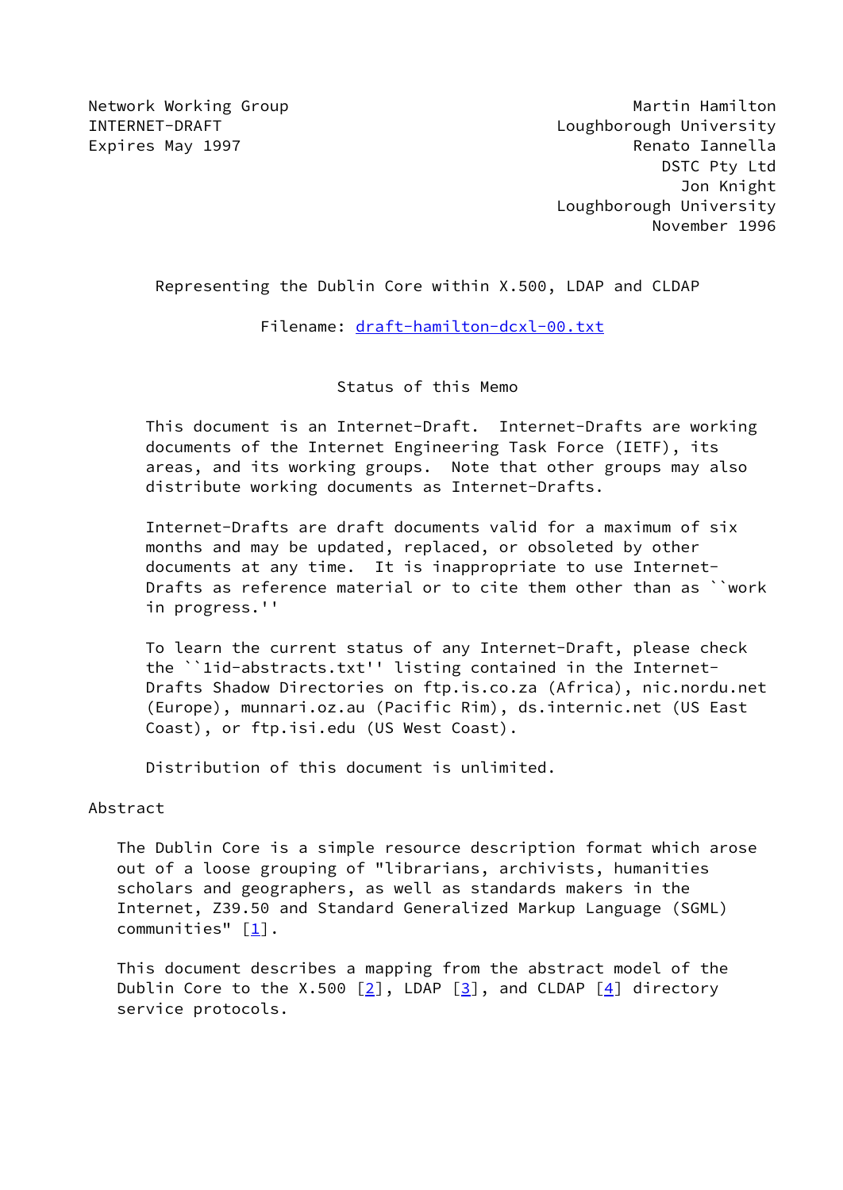Network Working Group — Martin Hamilton
INTERNET-DRAFT — Loughborough University
Expires May 1997 — Renato Iannella
DSTC Pty Ltd
Jon Knight
Loughborough University
November 1996

# Representing the Dublin Core within X.500, LDAP and CLDAP

Filename: draft-hamilton-dcxl-00.txt

## Status of this Memo

This document is an Internet-Draft. Internet-Drafts are working documents of the Internet Engineering Task Force (IETF), its areas, and its working groups. Note that other groups may also distribute working documents as Internet-Drafts.

Internet-Drafts are draft documents valid for a maximum of six months and may be updated, replaced, or obsoleted by other documents at any time. It is inappropriate to use Internet-Drafts as reference material or to cite them other than as ``work in progress.''

To learn the current status of any Internet-Draft, please check the ``1id-abstracts.txt'' listing contained in the Internet-Drafts Shadow Directories on ftp.is.co.za (Africa), nic.nordu.net (Europe), munnari.oz.au (Pacific Rim), ds.internic.net (US East Coast), or ftp.isi.edu (US West Coast).

Distribution of this document is unlimited.

## Abstract

The Dublin Core is a simple resource description format which arose out of a loose grouping of "librarians, archivists, humanities scholars and geographers, as well as standards makers in the Internet, Z39.50 and Standard Generalized Markup Language (SGML) communities" [1].

This document describes a mapping from the abstract model of the Dublin Core to the X.500 [2], LDAP [3], and CLDAP [4] directory service protocols.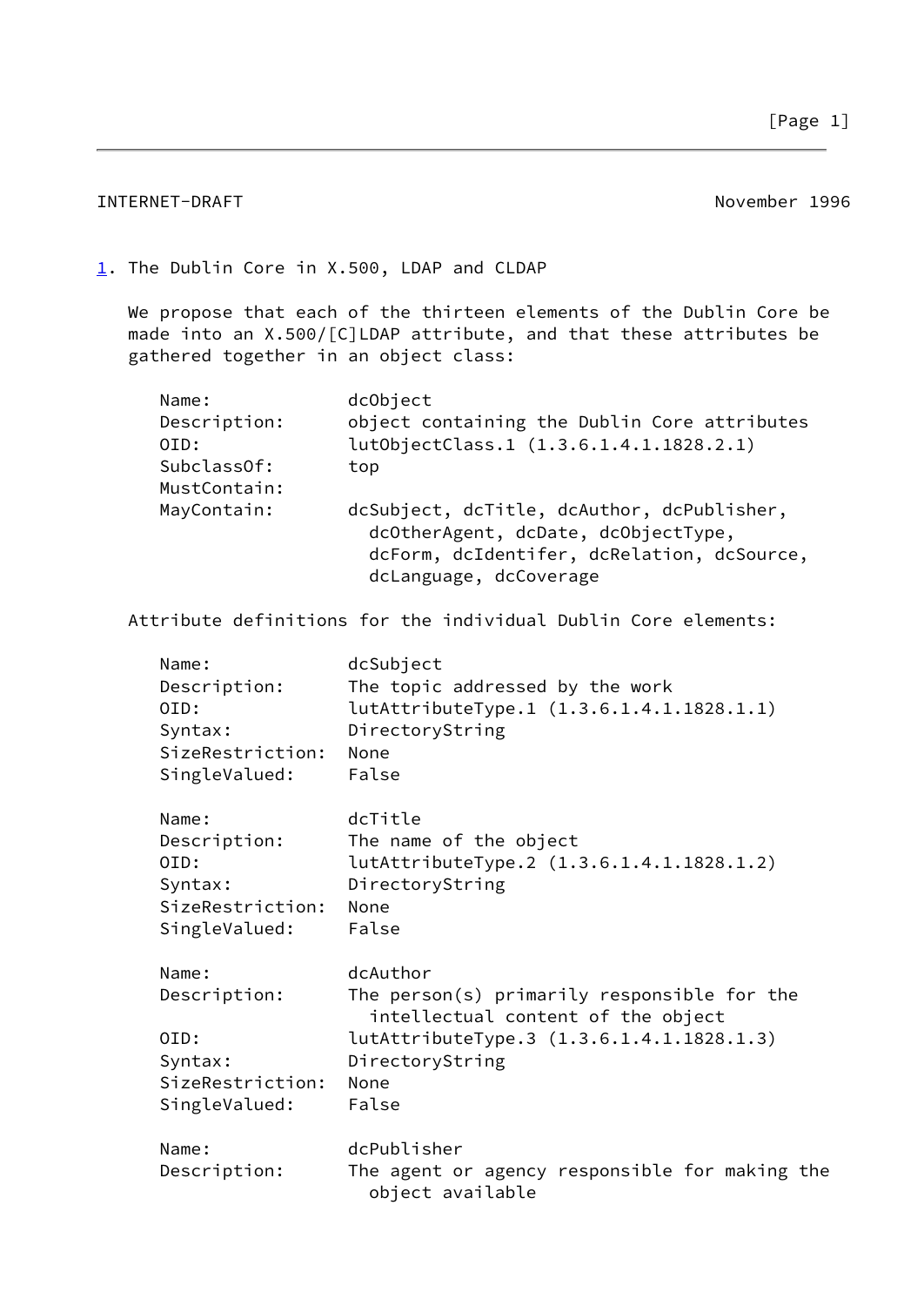## 1. The Dublin Core in X.500, LDAP and CLDAP

We propose that each of the thirteen elements of the Dublin Core be made into an X.500/[C]LDAP attribute, and that these attributes be gathered together in an object class:

```
   Name:             dcObject
   Description:      object containing the Dublin Core attributes
   OID:              lutObjectClass.1 (1.3.6.1.4.1.1828.2.1)
   SubclassOf:       top
   MustContain:
   MayContain:       dcSubject, dcTitle, dcAuthor, dcPublisher,
                       dcOtherAgent, dcDate, dcObjectType,
                       dcForm, dcIdentifer, dcRelation, dcSource,
                       dcLanguage, dcCoverage
```

Attribute definitions for the individual Dublin Core elements:

```
   Name:             dcSubject
   Description:      The topic addressed by the work
   OID:              lutAttributeType.1 (1.3.6.1.4.1.1828.1.1)
   Syntax:           DirectoryString
   SizeRestriction:  None
   SingleValued:     False

   Name:             dcTitle
   Description:      The name of the object
   OID:              lutAttributeType.2 (1.3.6.1.4.1.1828.1.2)
   Syntax:           DirectoryString
   SizeRestriction:  None
   SingleValued:     False

   Name:             dcAuthor
   Description:      The person(s) primarily responsible for the
                       intellectual content of the object
   OID:              lutAttributeType.3 (1.3.6.1.4.1.1828.1.3)
   Syntax:           DirectoryString
   SizeRestriction:  None
   SingleValued:     False

   Name:             dcPublisher
   Description:      The agent or agency responsible for making the
                       object available
```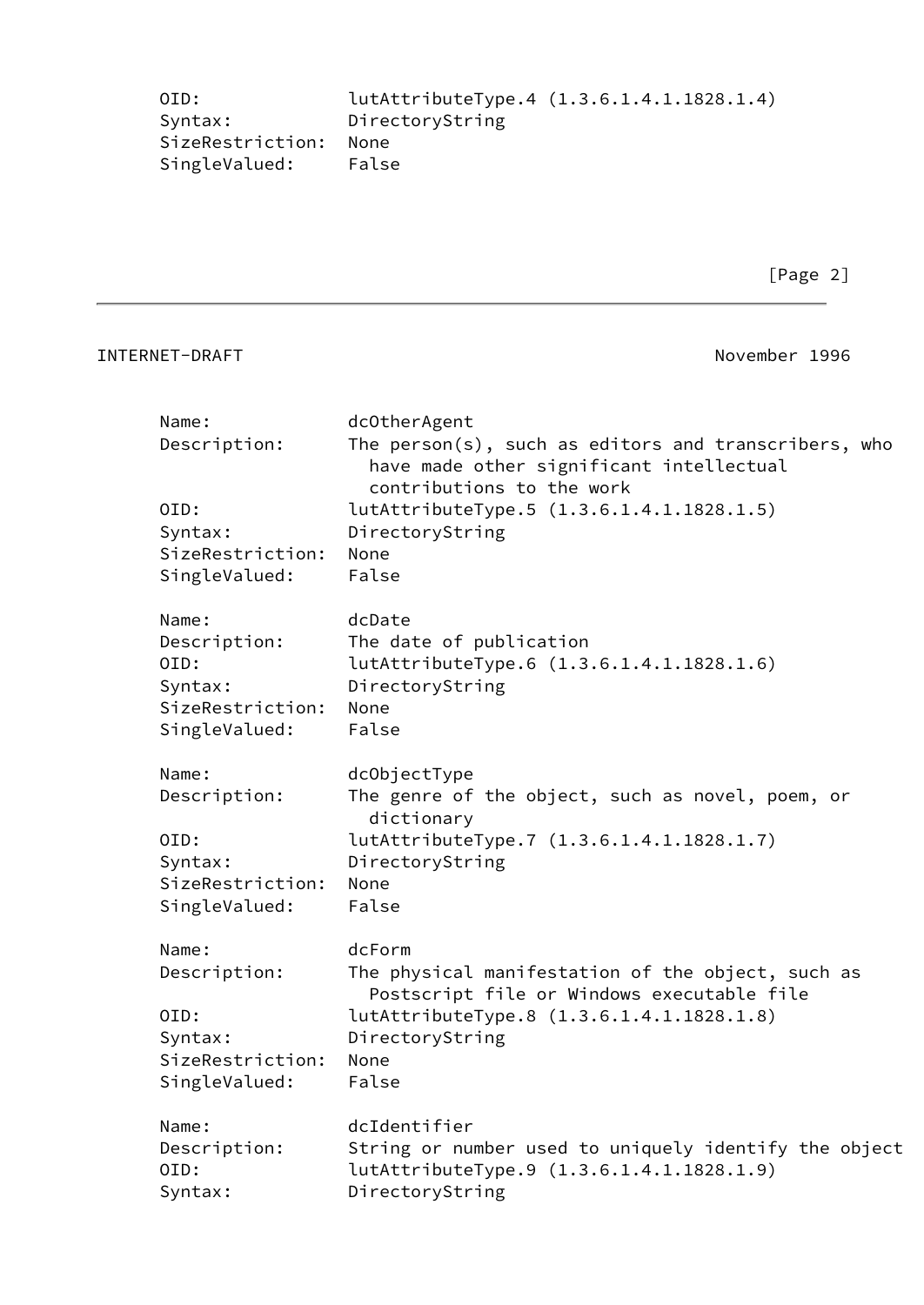```
      OID:              lutAttributeType.4 (1.3.6.1.4.1.1828.1.4)
      Syntax:           DirectoryString
      SizeRestriction:  None
      SingleValued:     False
```

```
      Name:             dcOtherAgent
      Description:      The person(s), such as editors and transcribers, who
                          have made other significant intellectual
                          contributions to the work
      OID:              lutAttributeType.5 (1.3.6.1.4.1.1828.1.5)
      Syntax:           DirectoryString
      SizeRestriction:  None
      SingleValued:     False

      Name:             dcDate
      Description:      The date of publication
      OID:              lutAttributeType.6 (1.3.6.1.4.1.1828.1.6)
      Syntax:           DirectoryString
      SizeRestriction:  None
      SingleValued:     False

      Name:             dcObjectType
      Description:      The genre of the object, such as novel, poem, or
                          dictionary
      OID:              lutAttributeType.7 (1.3.6.1.4.1.1828.1.7)
      Syntax:           DirectoryString
      SizeRestriction:  None
      SingleValued:     False

      Name:             dcForm
      Description:      The physical manifestation of the object, such as
                          Postscript file or Windows executable file
      OID:              lutAttributeType.8 (1.3.6.1.4.1.1828.1.8)
      Syntax:           DirectoryString
      SizeRestriction:  None
      SingleValued:     False

      Name:             dcIdentifier
      Description:      String or number used to uniquely identify the object
      OID:              lutAttributeType.9 (1.3.6.1.4.1.1828.1.9)
      Syntax:           DirectoryString
```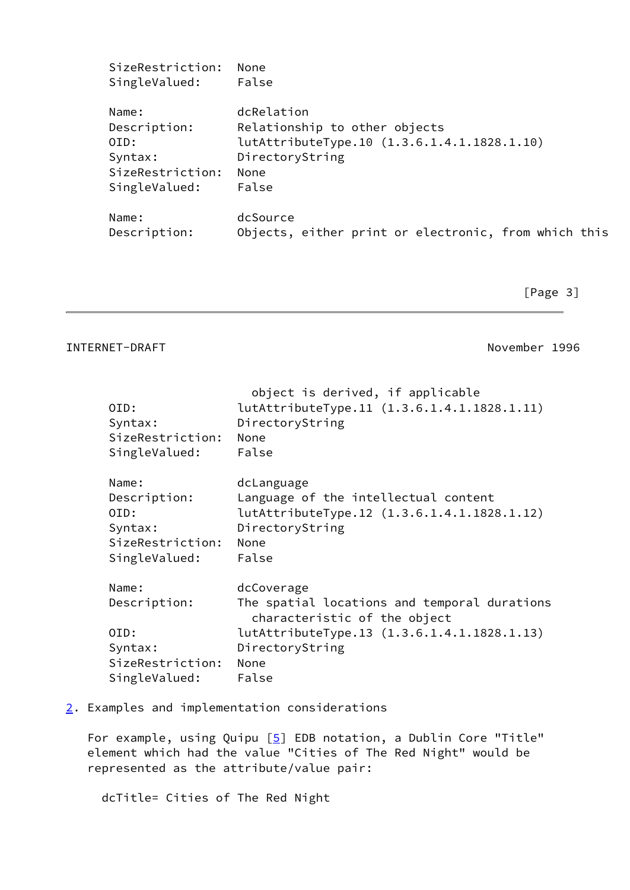```
SizeRestriction:  None
SingleValued:     False

Name:             dcRelation
Description:      Relationship to other objects
OID:              lutAttributeType.10 (1.3.6.1.4.1.1828.1.10)
Syntax:           DirectoryString
SizeRestriction:  None
SingleValued:     False

Name:             dcSource
Description:      Objects, either print or electronic, from which this
                    object is derived, if applicable
OID:              lutAttributeType.11 (1.3.6.1.4.1.1828.1.11)
Syntax:           DirectoryString
SizeRestriction:  None
SingleValued:     False

Name:             dcLanguage
Description:      Language of the intellectual content
OID:              lutAttributeType.12 (1.3.6.1.4.1.1828.1.12)
Syntax:           DirectoryString
SizeRestriction:  None
SingleValued:     False

Name:             dcCoverage
Description:      The spatial locations and temporal durations
                    characteristic of the object
OID:              lutAttributeType.13 (1.3.6.1.4.1.1828.1.13)
Syntax:           DirectoryString
SizeRestriction:  None
SingleValued:     False
```

## 2. Examples and implementation considerations

For example, using Quipu [5] EDB notation, a Dublin Core "Title" element which had the value "Cities of The Red Night" would be represented as the attribute/value pair:

```
dcTitle= Cities of The Red Night
```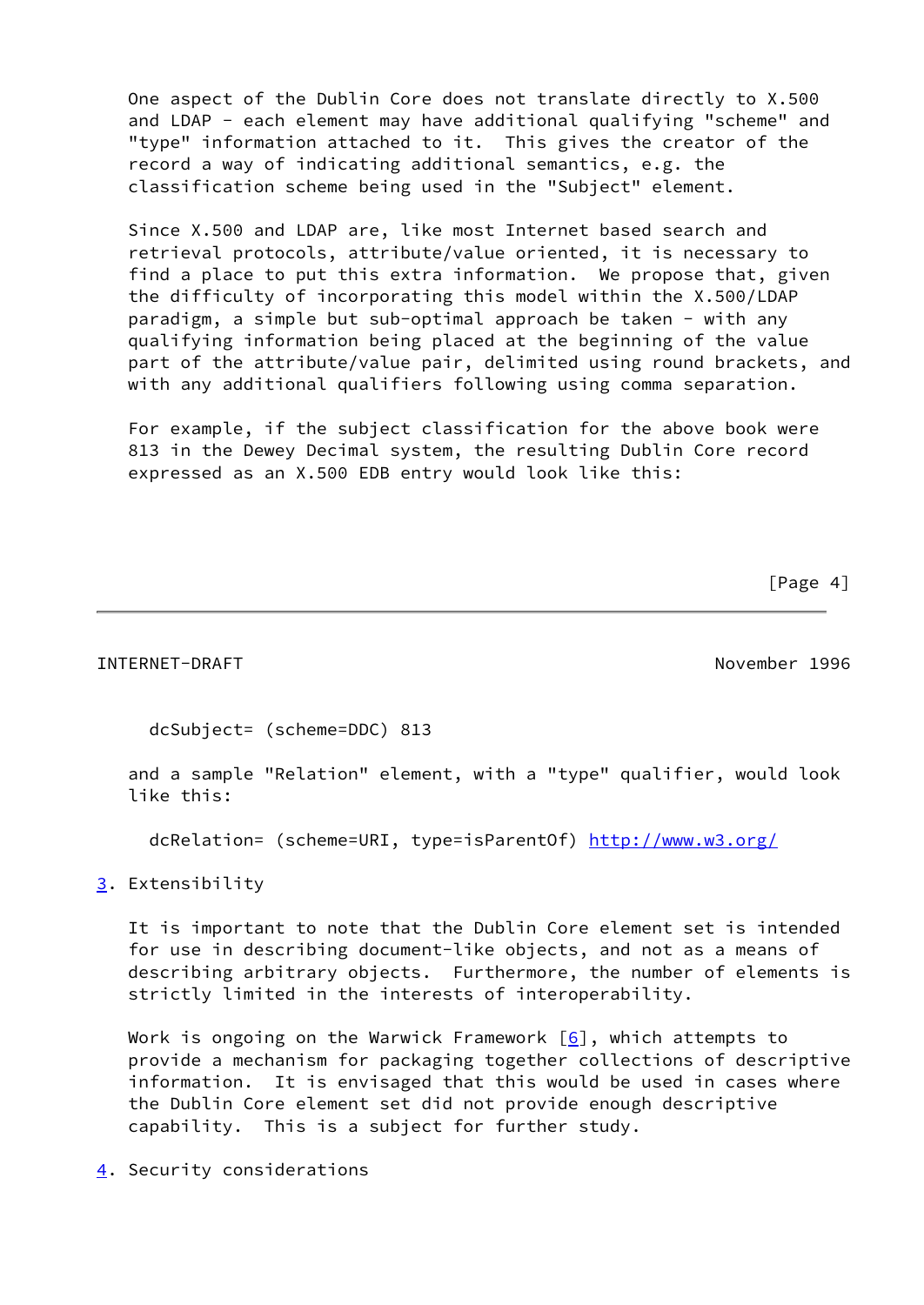One aspect of the Dublin Core does not translate directly to X.500 and LDAP - each element may have additional qualifying "scheme" and "type" information attached to it.  This gives the creator of the record a way of indicating additional semantics, e.g. the classification scheme being used in the "Subject" element.

Since X.500 and LDAP are, like most Internet based search and retrieval protocols, attribute/value oriented, it is necessary to find a place to put this extra information.  We propose that, given the difficulty of incorporating this model within the X.500/LDAP paradigm, a simple but sub-optimal approach be taken - with any qualifying information being placed at the beginning of the value part of the attribute/value pair, delimited using round brackets, and with any additional qualifiers following using comma separation.

For example, if the subject classification for the above book were 813 in the Dewey Decimal system, the resulting Dublin Core record expressed as an X.500 EDB entry would look like this:

```
dcSubject= (scheme=DDC) 813
```

and a sample "Relation" element, with a "type" qualifier, would look like this:

```
dcRelation= (scheme=URI, type=isParentOf) http://www.w3.org/
```

## 3. Extensibility

It is important to note that the Dublin Core element set is intended for use in describing document-like objects, and not as a means of describing arbitrary objects.  Furthermore, the number of elements is strictly limited in the interests of interoperability.

Work is ongoing on the Warwick Framework [6], which attempts to provide a mechanism for packaging together collections of descriptive information.  It is envisaged that this would be used in cases where the Dublin Core element set did not provide enough descriptive capability.  This is a subject for further study.

## 4. Security considerations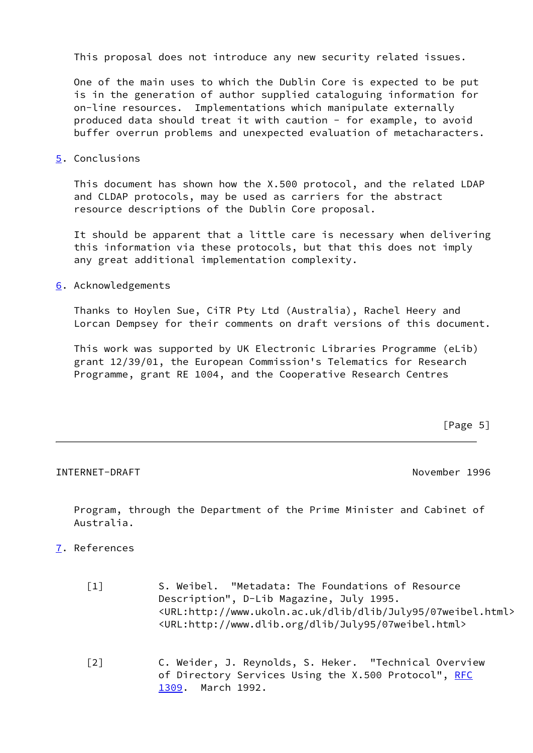This proposal does not introduce any new security related issues.

One of the main uses to which the Dublin Core is expected to be put is in the generation of author supplied cataloguing information for on-line resources. Implementations which manipulate externally produced data should treat it with caution - for example, to avoid buffer overrun problems and unexpected evaluation of metacharacters.

## 5. Conclusions

This document has shown how the X.500 protocol, and the related LDAP and CLDAP protocols, may be used as carriers for the abstract resource descriptions of the Dublin Core proposal.

It should be apparent that a little care is necessary when delivering this information via these protocols, but that this does not imply any great additional implementation complexity.

## 6. Acknowledgements

Thanks to Hoylen Sue, CiTR Pty Ltd (Australia), Rachel Heery and Lorcan Dempsey for their comments on draft versions of this document.

This work was supported by UK Electronic Libraries Programme (eLib) grant 12/39/01, the European Commission's Telematics for Research Programme, grant RE 1004, and the Cooperative Research Centres Program, through the Department of the Prime Minister and Cabinet of Australia.

## 7. References

[1] S. Weibel. "Metadata: The Foundations of Resource Description", D-Lib Magazine, July 1995.
<URL:http://www.ukoln.ac.uk/dlib/dlib/July95/07weibel.html>
<URL:http://www.dlib.org/dlib/July95/07weibel.html>

[2] C. Weider, J. Reynolds, S. Heker. "Technical Overview of Directory Services Using the X.500 Protocol", RFC 1309. March 1992.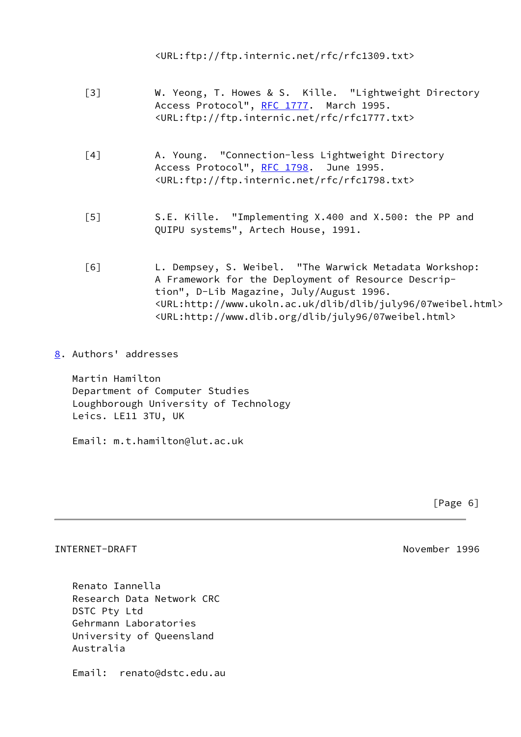<URL:ftp://ftp.internic.net/rfc/rfc1309.txt>

[3] W. Yeong, T. Howes & S. Kille. "Lightweight Directory Access Protocol", RFC 1777. March 1995. <URL:ftp://ftp.internic.net/rfc/rfc1777.txt>

[4] A. Young. "Connection-less Lightweight Directory Access Protocol", RFC 1798. June 1995. <URL:ftp://ftp.internic.net/rfc/rfc1798.txt>

[5] S.E. Kille. "Implementing X.400 and X.500: the PP and QUIPU systems", Artech House, 1991.

[6] L. Dempsey, S. Weibel. "The Warwick Metadata Workshop: A Framework for the Deployment of Resource Description", D-Lib Magazine, July/August 1996. <URL:http://www.ukoln.ac.uk/dlib/dlib/july96/07weibel.html> <URL:http://www.dlib.org/dlib/july96/07weibel.html>

## 8. Authors' addresses

Martin Hamilton
Department of Computer Studies
Loughborough University of Technology
Leics. LE11 3TU, UK

Email: m.t.hamilton@lut.ac.uk

Renato Iannella
Research Data Network CRC
DSTC Pty Ltd
Gehrmann Laboratories
University of Queensland
Australia

Email: renato@dstc.edu.au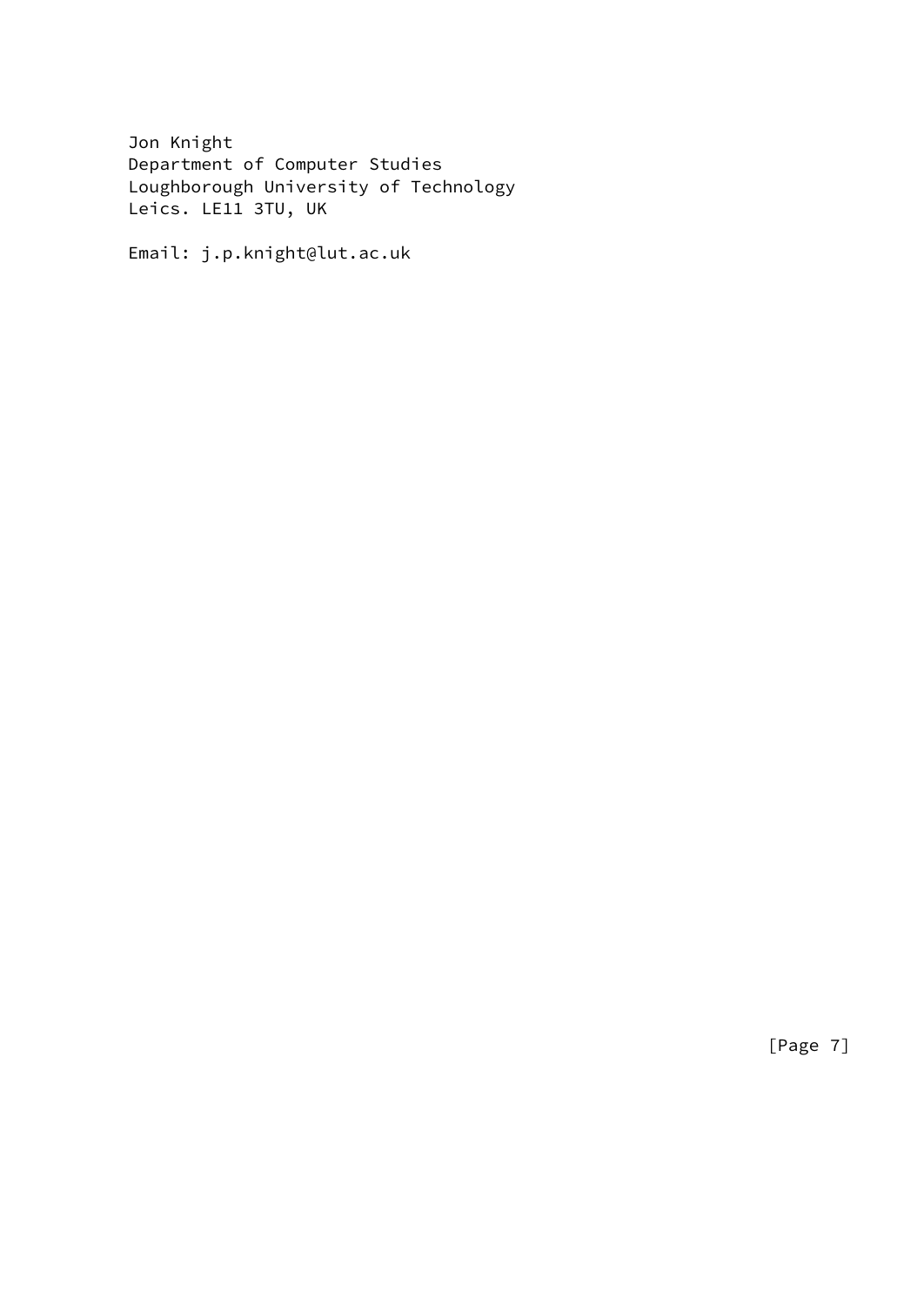Jon Knight
Department of Computer Studies
Loughborough University of Technology
Leics. LE11 3TU, UK

Email: j.p.knight@lut.ac.uk